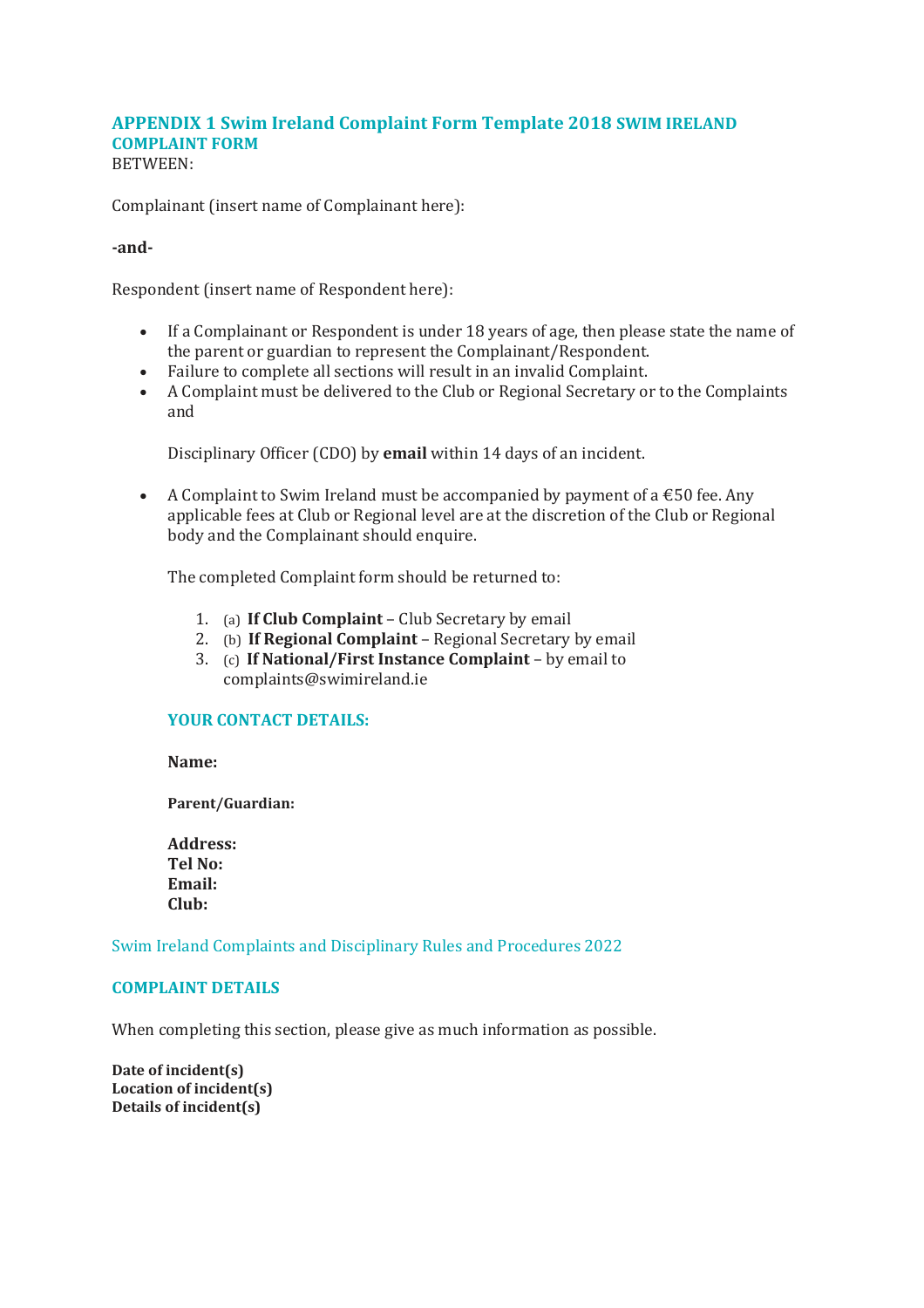## APPENDIX 1 Swim Ireland Complaint Form Template 2018 SWIM IRELAND COMPLAINT FORM

BETWEEN:

Complainant (insert name of Complainant here):

**-and-**

Respondent (insert name of Respondent here):

- If a Complainant or Respondent is under 18 years of age, then please state the name of the parent or guardian to represent the Complainant/Respondent.
- Failure to complete all sections will result in an invalid Complaint.
- A Complaint must be delivered to the Club or Regional Secretary or to the Complaints and

  Disciplinary Officer (CDO) by **email** within 14 days of an incident.

- A Complaint to Swim Ireland must be accompanied by payment of a €50 fee. Any applicable fees at Club or Regional level are at the discretion of the Club or Regional body and the Complainant should enquire.

  The completed Complaint form should be returned to:

  1. (a) **If Club Complaint** – Club Secretary by email
  2. (b) **If Regional Complaint** – Regional Secretary by email
  3. (c) **If National/First Instance Complaint** – by email to complaints@swimireland.ie

  ### YOUR CONTACT DETAILS:

  **Name:**

  **Parent/Guardian:**

  **Address:**
  **Tel No:**
  **Email:**
  **Club:**

Swim Ireland Complaints and Disciplinary Rules and Procedures 2022

### COMPLAINT DETAILS

When completing this section, please give as much information as possible.

**Date of incident(s)**
**Location of incident(s)**
**Details of incident(s)**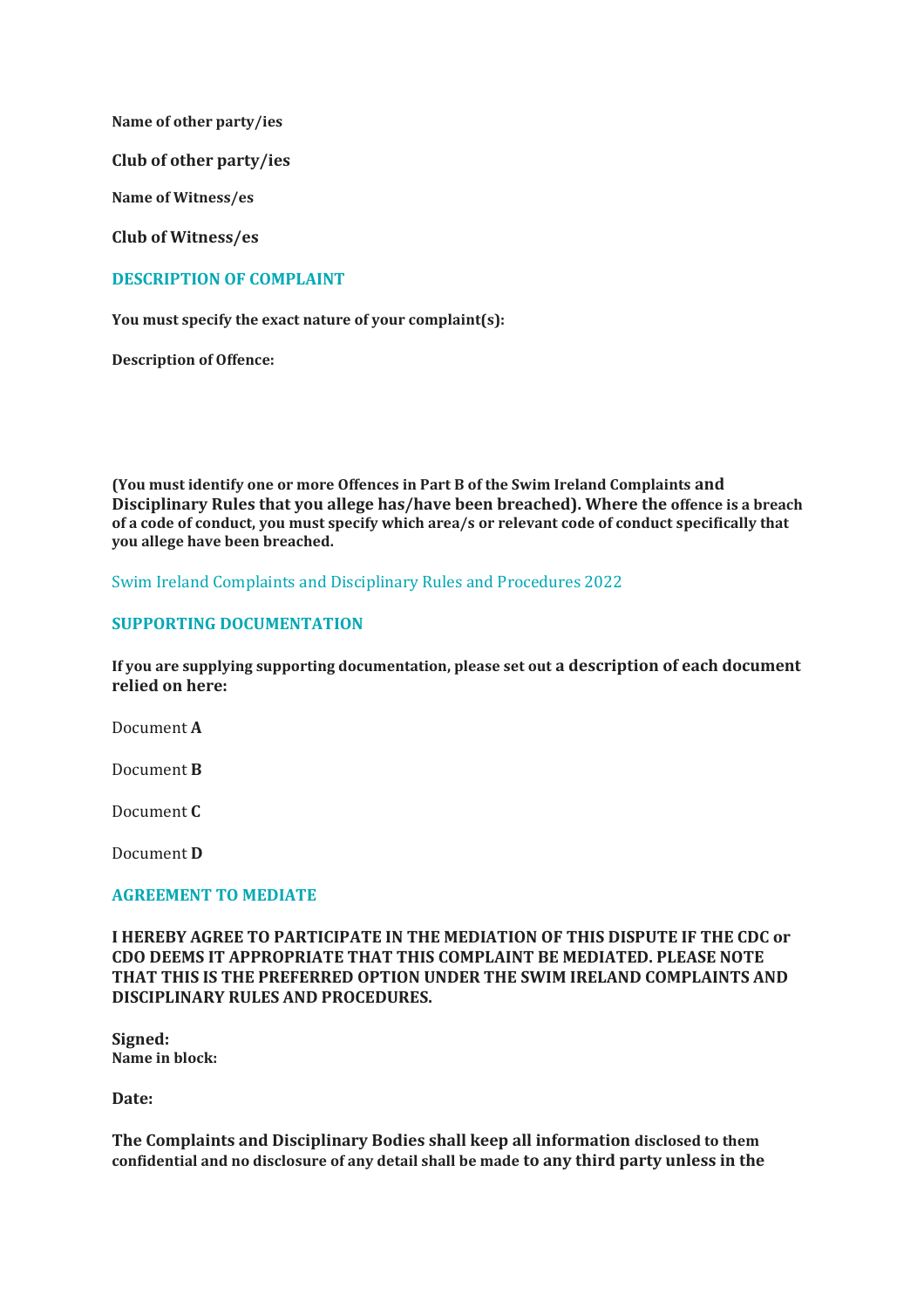**Name of other party/ies**

**Club of other party/ies**

**Name of Witness/es**

**Club of Witness/es**

## DESCRIPTION OF COMPLAINT

**You must specify the exact nature of your complaint(s):**

**Description of Offence:**

**(You must identify one or more Offences in Part B of the Swim Ireland Complaints and Disciplinary Rules that you allege has/have been breached). Where the offence is a breach of a code of conduct, you must specify which area/s or relevant code of conduct specifically that you allege have been breached.**

Swim Ireland Complaints and Disciplinary Rules and Procedures 2022

## SUPPORTING DOCUMENTATION

**If you are supplying supporting documentation, please set out a description of each document relied on here:**

Document **A**

Document **B**

Document **C**

Document **D**

## AGREEMENT TO MEDIATE

**I HEREBY AGREE TO PARTICIPATE IN THE MEDIATION OF THIS DISPUTE IF THE CDC or CDO DEEMS IT APPROPRIATE THAT THIS COMPLAINT BE MEDIATED. PLEASE NOTE THAT THIS IS THE PREFERRED OPTION UNDER THE SWIM IRELAND COMPLAINTS AND DISCIPLINARY RULES AND PROCEDURES.**

**Signed:**
**Name in block:**

**Date:**

**The Complaints and Disciplinary Bodies shall keep all information disclosed to them confidential and no disclosure of any detail shall be made to any third party unless in the**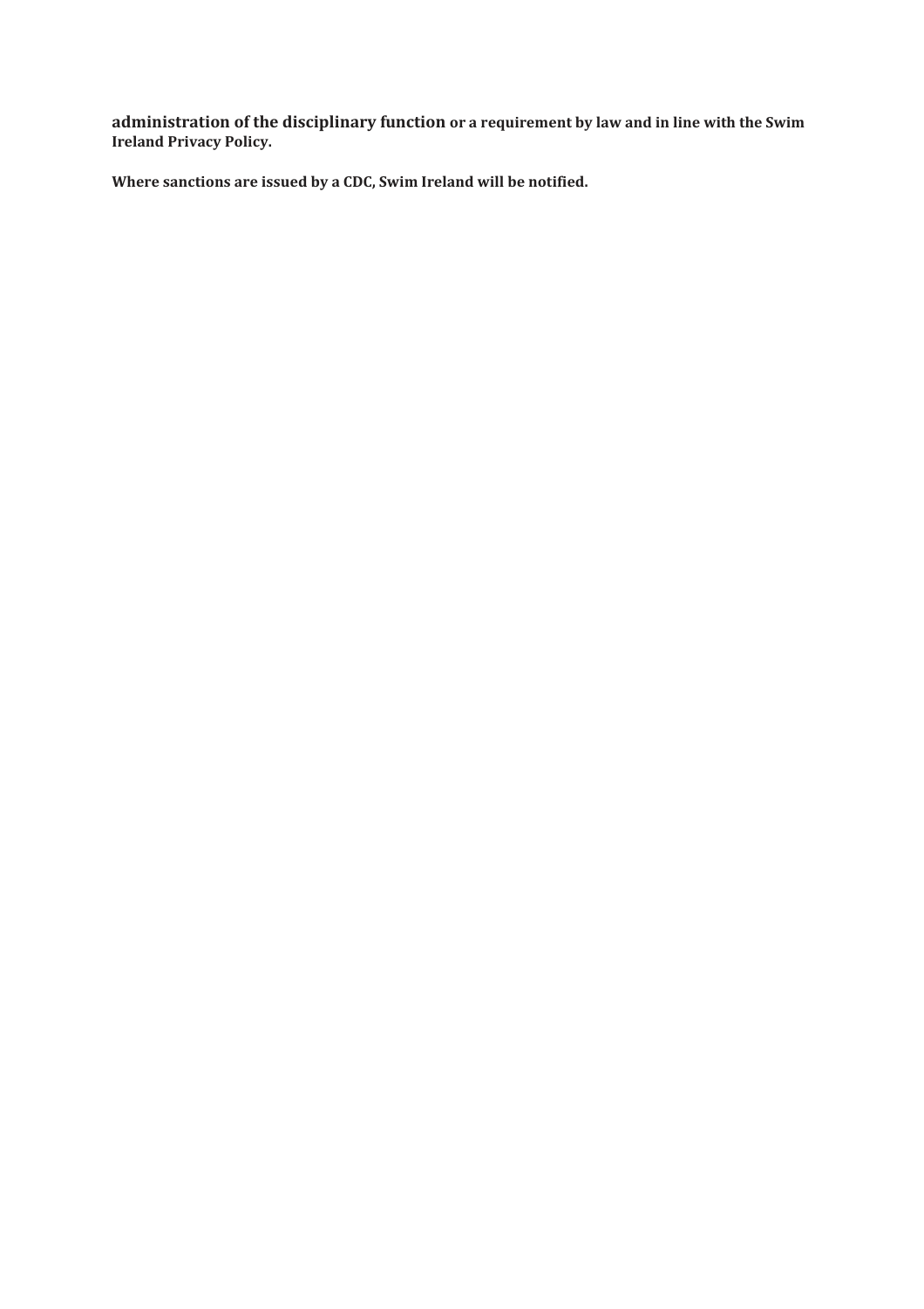**administration of the disciplinary function or a requirement by law and in line with the Swim Ireland Privacy Policy.**

**Where sanctions are issued by a CDC, Swim Ireland will be notified.**